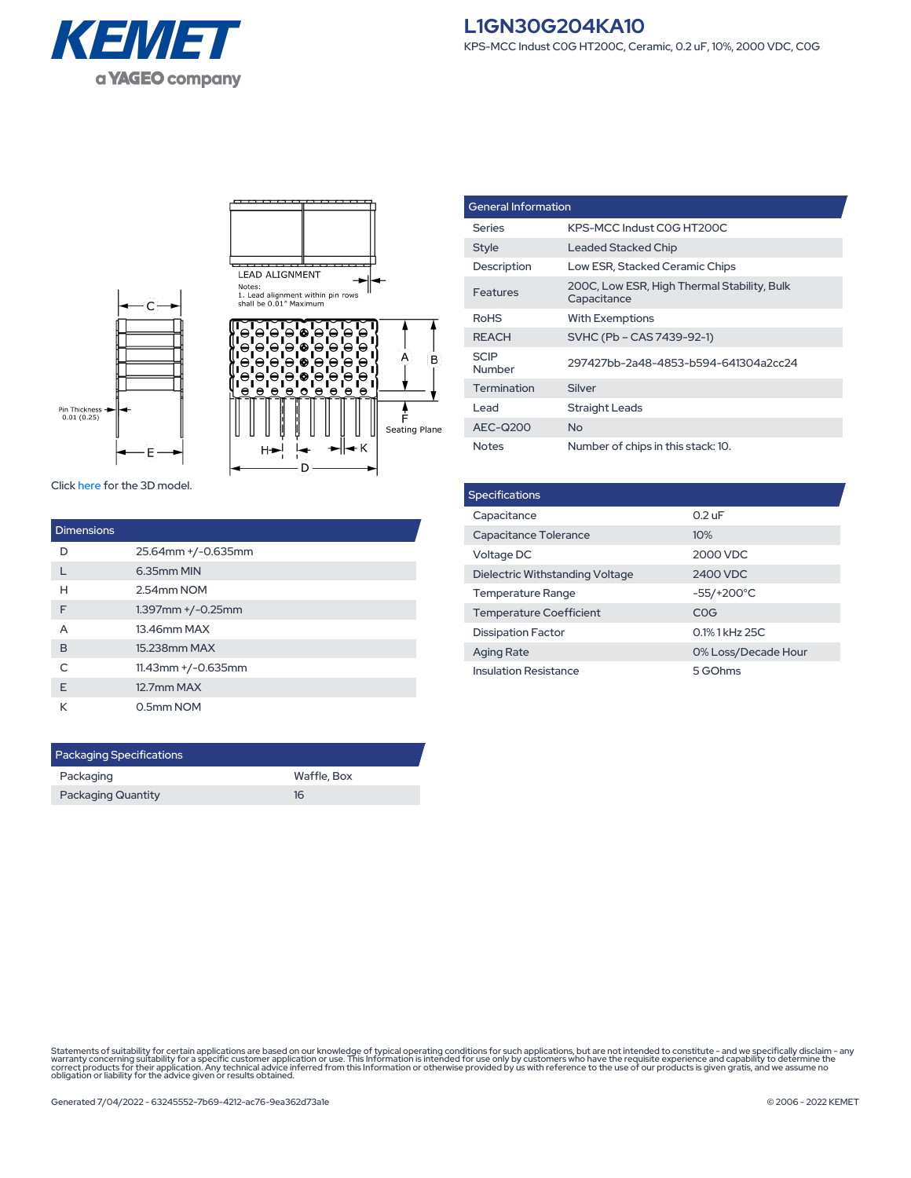# L1GN30G204KA10

KPS-MCC Indust C0G HT200C, Ceramic, 0.2 uF, 10%, 2000 VDC, C0G

LEAD ALIGNMENT

Notes:
1. Lead alignment within pin rows shall be 0.01" Maximum

Pin Thickness 0.01 (0.25)

Seating Plane

Click here for the 3D model.

| Dimensions | |
|---|---|
| D | 25.64mm +/-0.635mm |
| L | 6.35mm MIN |
| H | 2.54mm NOM |
| F | 1.397mm +/-0.25mm |
| A | 13.46mm MAX |
| B | 15.238mm MAX |
| C | 11.43mm +/-0.635mm |
| E | 12.7mm MAX |
| K | 0.5mm NOM |

| Packaging Specifications | |
|---|---|
| Packaging | Waffle, Box |
| Packaging Quantity | 16 |

| General Information | |
|---|---|
| Series | KPS-MCC Indust C0G HT200C |
| Style | Leaded Stacked Chip |
| Description | Low ESR, Stacked Ceramic Chips |
| Features | 200C, Low ESR, High Thermal Stability, Bulk Capacitance |
| RoHS | With Exemptions |
| REACH | SVHC (Pb – CAS 7439-92-1) |
| SCIP Number | 297427bb-2a48-4853-b594-641304a2cc24 |
| Termination | Silver |
| Lead | Straight Leads |
| AEC-Q200 | No |
| Notes | Number of chips in this stack: 10. |

| Specifications | |
|---|---|
| Capacitance | 0.2 uF |
| Capacitance Tolerance | 10% |
| Voltage DC | 2000 VDC |
| Dielectric Withstanding Voltage | 2400 VDC |
| Temperature Range | -55/+200°C |
| Temperature Coefficient | C0G |
| Dissipation Factor | 0.1% 1 kHz 25C |
| Aging Rate | 0% Loss/Decade Hour |
| Insulation Resistance | 5 GOhms |

Statements of suitability for certain applications are based on our knowledge of typical operating conditions for such applications, but are not intended to constitute - and we specifically disclaim - any warranty concerning suitability for a specific customer application or use. This Information is intended for use only by customers who have the requisite experience and capability to determine the correct products for their application. Any technical advice inferred from this Information or otherwise provided by us with reference to the use of our products is given gratis, and we assume no obligation or liability for the advice given or results obtained.

Generated 7/04/2022 - 63245552-7b69-4212-ac76-9ea362d73a1e

© 2006 - 2022 KEMET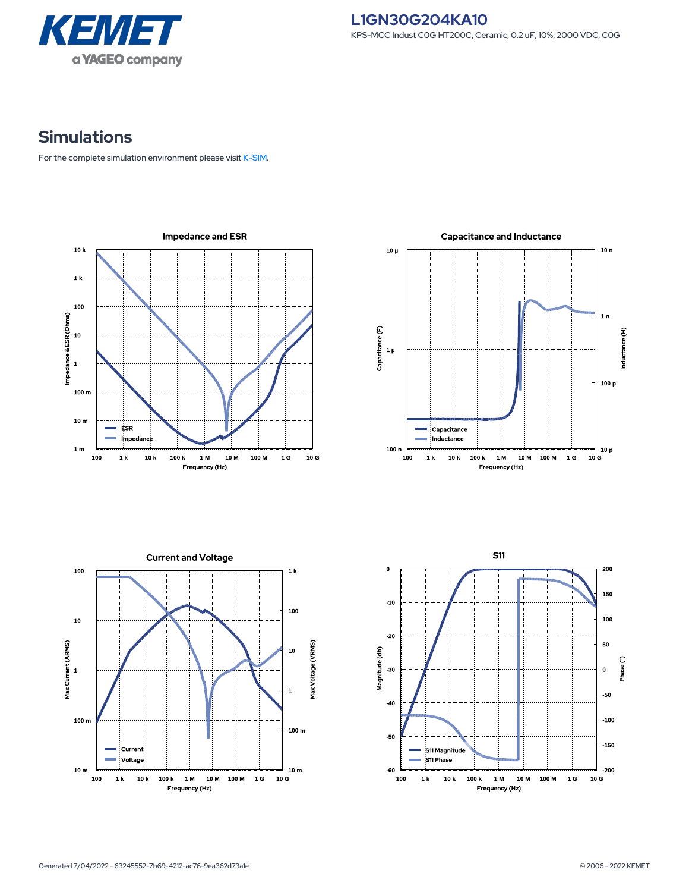# L1GN30G204KA10

KPS-MCC Indust C0G HT200C, Ceramic, 0.2 uF, 10%, 2000 VDC, C0G

## Simulations

For the complete simulation environment please visit K-SIM.

### Impedance and ESR

### Capacitance and Inductance

### Current and Voltage

### S11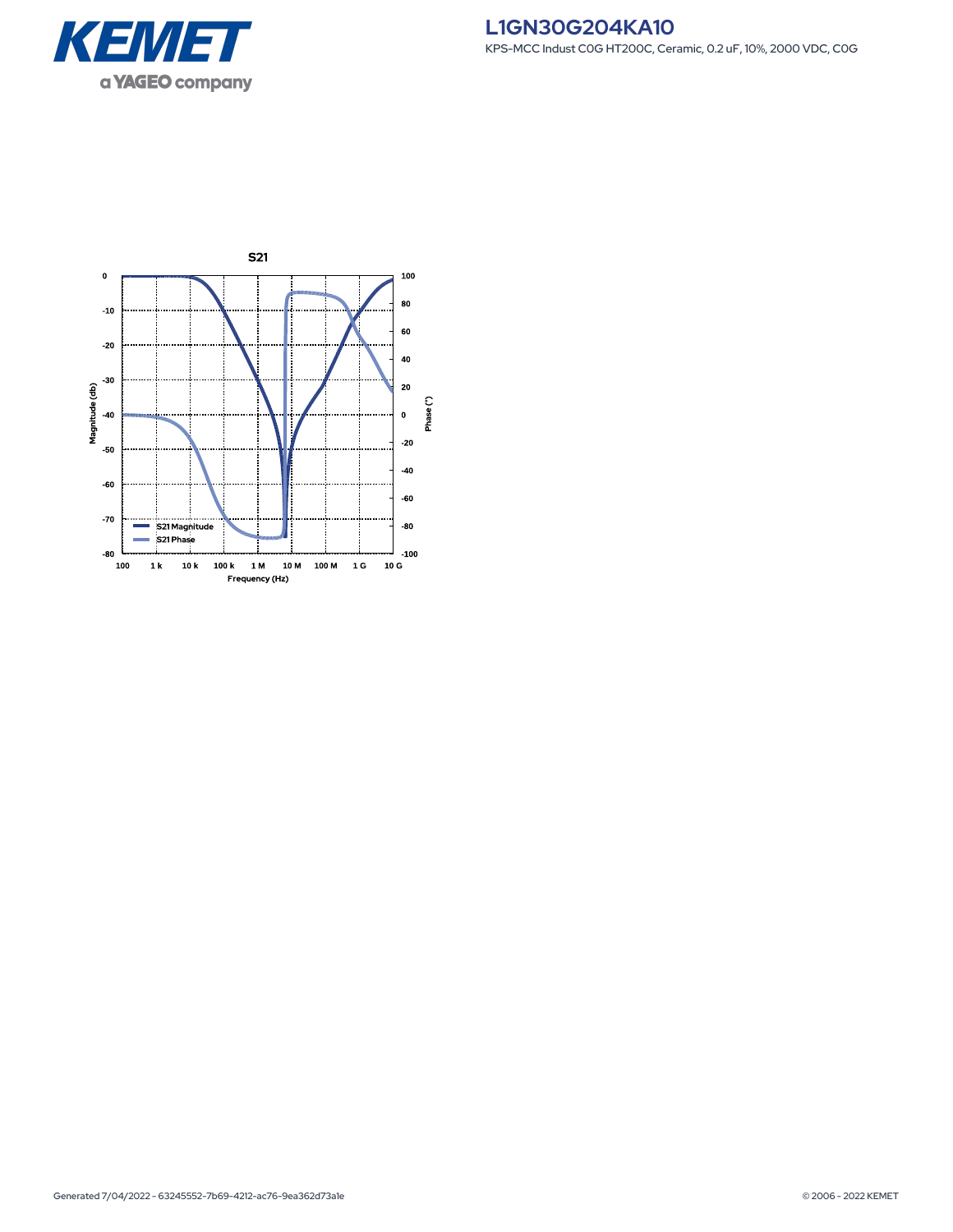# L1GN30G204KA10

KPS-MCC Indust C0G HT200C, Ceramic, 0.2 uF, 10%, 2000 VDC, C0G

S21

Magnitude (db): 0, -10, -20, -30, -40, -50, -60, -70, -80

Phase (°): 100, 80, 60, 40, 20, 0, -20, -40, -60, -80, -100

Frequency (Hz): 100, 1 k, 10 k, 100 k, 1 M, 10 M, 100 M, 1 G, 10 G

S21 Magnitude
S21 Phase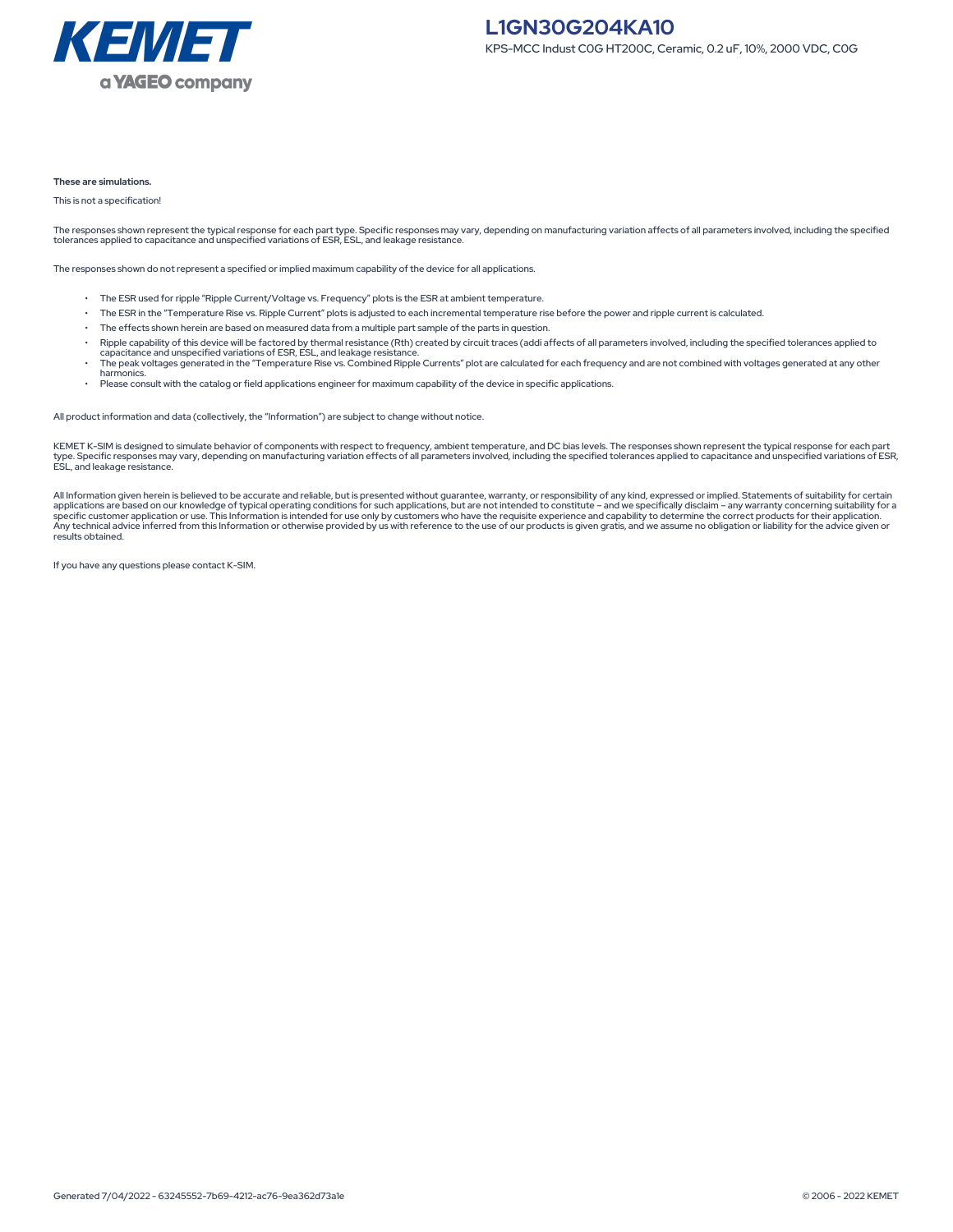# L1GN30G204KA10

KPS-MCC Indust C0G HT200C, Ceramic, 0.2 uF, 10%, 2000 VDC, C0G

**These are simulations.**

This is not a specification!

The responses shown represent the typical response for each part type. Specific responses may vary, depending on manufacturing variation affects of all parameters involved, including the specified tolerances applied to capacitance and unspecified variations of ESR, ESL, and leakage resistance.

The responses shown do not represent a specified or implied maximum capability of the device for all applications.

- The ESR used for ripple "Ripple Current/Voltage vs. Frequency" plots is the ESR at ambient temperature.
- The ESR in the "Temperature Rise vs. Ripple Current" plots is adjusted to each incremental temperature rise before the power and ripple current is calculated.
- The effects shown herein are based on measured data from a multiple part sample of the parts in question.
- Ripple capability of this device will be factored by thermal resistance (Rth) created by circuit traces (addi affects of all parameters involved, including the specified tolerances applied to capacitance and unspecified variations of ESR, ESL, and leakage resistance.
- The peak voltages generated in the "Temperature Rise vs. Combined Ripple Currents" plot are calculated for each frequency and are not combined with voltages generated at any other harmonics.
- Please consult with the catalog or field applications engineer for maximum capability of the device in specific applications.

All product information and data (collectively, the "Information") are subject to change without notice.

KEMET K-SIM is designed to simulate behavior of components with respect to frequency, ambient temperature, and DC bias levels. The responses shown represent the typical response for each part type. Specific responses may vary, depending on manufacturing variation effects of all parameters involved, including the specified tolerances applied to capacitance and unspecified variations of ESR, ESL, and leakage resistance.

All Information given herein is believed to be accurate and reliable, but is presented without guarantee, warranty, or responsibility of any kind, expressed or implied. Statements of suitability for certain applications are based on our knowledge of typical operating conditions for such applications, but are not intended to constitute – and we specifically disclaim – any warranty concerning suitability for a specific customer application or use. This Information is intended for use only by customers who have the requisite experience and capability to determine the correct products for their application. Any technical advice inferred from this Information or otherwise provided by us with reference to the use of our products is given gratis, and we assume no obligation or liability for the advice given or results obtained.

If you have any questions please contact K-SIM.

Generated 7/04/2022 - 63245552-7b69-4212-ac76-9ea362d73a1e

© 2006 - 2022 KEMET